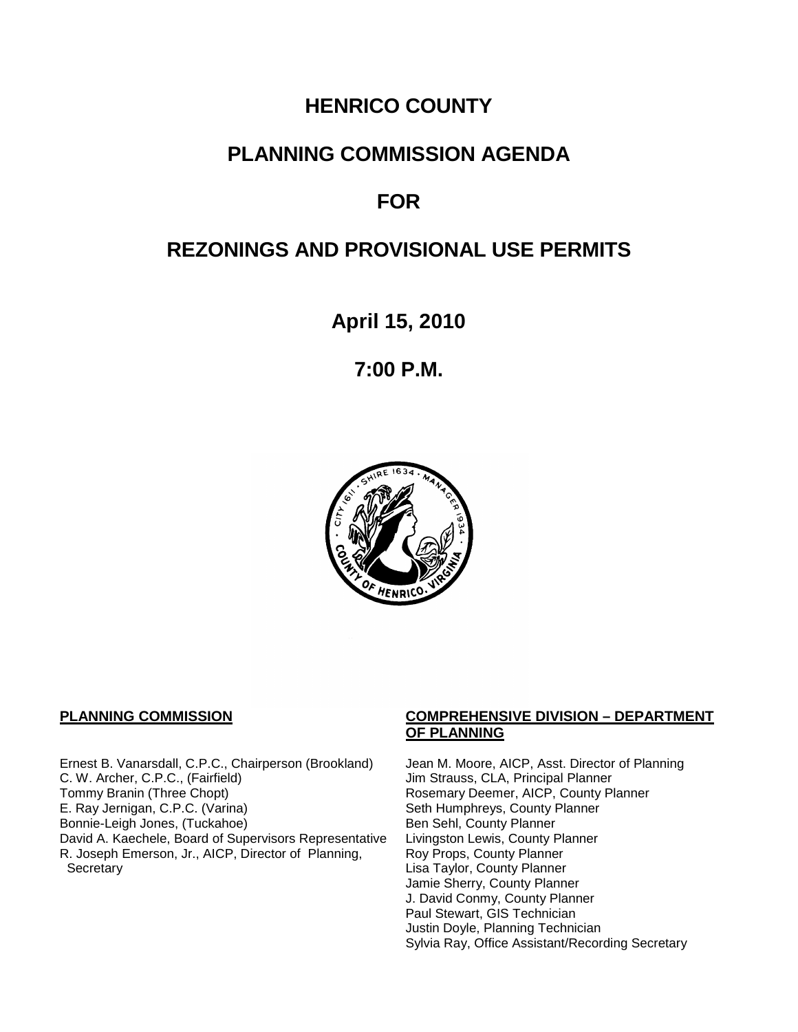# HENRICO COUNTY

# PLANNING COMMISSION AGENDA

# FOR

# REZONINGS AND PROVISIONAL USE PERMITS

## April 15, 2010

## 7:00 P.M.

**PLANNING COMMISSION**

Ernest B. Vanarsdall, C.P.C., Chairperson (Brookland)
C. W. Archer, C.P.C., (Fairfield)
Tommy Branin (Three Chopt)
E. Ray Jernigan, C.P.C. (Varina)
Bonnie-Leigh Jones, (Tuckahoe)
David A. Kaechele, Board of Supervisors Representative
R. Joseph Emerson, Jr., AICP, Director of Planning, Secretary

**COMPREHENSIVE DIVISION – DEPARTMENT OF PLANNING**

Jean M. Moore, AICP, Asst. Director of Planning
Jim Strauss, CLA, Principal Planner
Rosemary Deemer, AICP, County Planner
Seth Humphreys, County Planner
Ben Sehl, County Planner
Livingston Lewis, County Planner
Roy Props, County Planner
Lisa Taylor, County Planner
Jamie Sherry, County Planner
J. David Conmy, County Planner
Paul Stewart, GIS Technician
Justin Doyle, Planning Technician
Sylvia Ray, Office Assistant/Recording Secretary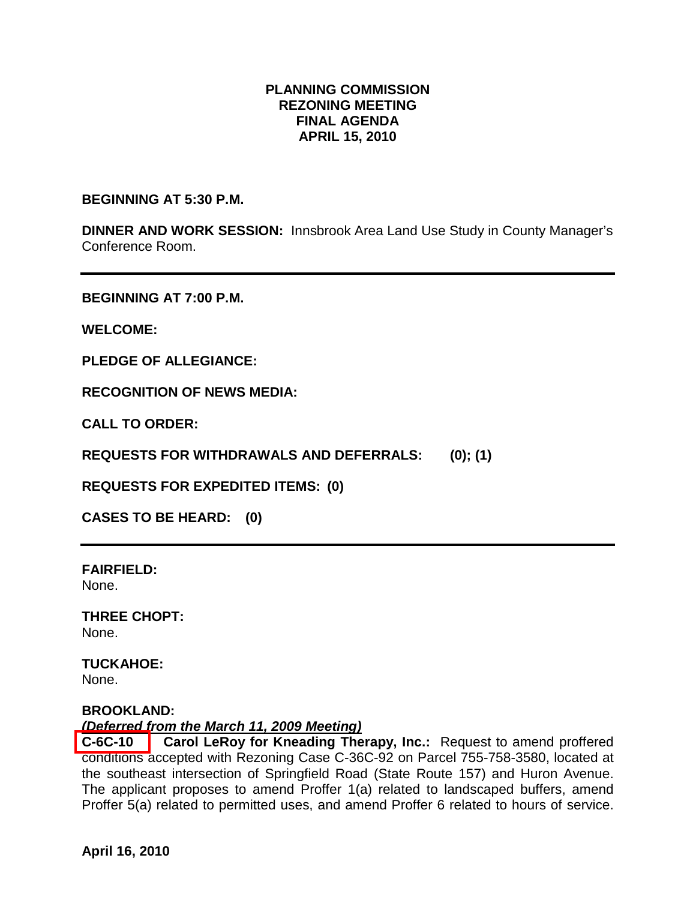**PLANNING COMMISSION**
**REZONING MEETING**
**FINAL AGENDA**
**APRIL 15, 2010**

**BEGINNING AT 5:30 P.M.**

**DINNER AND WORK SESSION:** Innsbrook Area Land Use Study in County Manager's Conference Room.

---

**BEGINNING AT 7:00 P.M.**

**WELCOME:**

**PLEDGE OF ALLEGIANCE:**

**RECOGNITION OF NEWS MEDIA:**

**CALL TO ORDER:**

**REQUESTS FOR WITHDRAWALS AND DEFERRALS: (0); (1)**

**REQUESTS FOR EXPEDITED ITEMS: (0)**

**CASES TO BE HEARD: (0)**

---

**FAIRFIELD:**
None.

**THREE CHOPT:**
None.

**TUCKAHOE:**
None.

**BROOKLAND:**
***(Deferred from the March 11, 2009 Meeting)***
**C-6C-10 Carol LeRoy for Kneading Therapy, Inc.:** Request to amend proffered conditions accepted with Rezoning Case C-36C-92 on Parcel 755-758-3580, located at the southeast intersection of Springfield Road (State Route 157) and Huron Avenue. The applicant proposes to amend Proffer 1(a) related to landscaped buffers, amend Proffer 5(a) related to permitted uses, and amend Proffer 6 related to hours of service.

**April 16, 2010**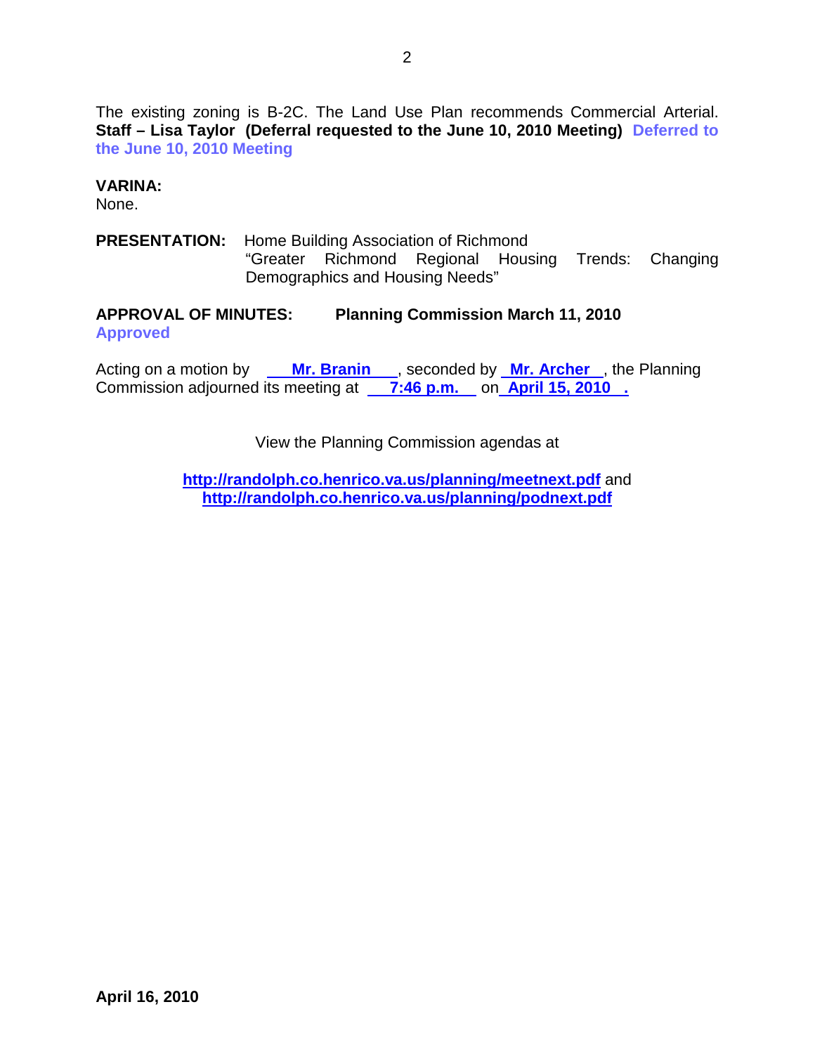The existing zoning is B-2C. The Land Use Plan recommends Commercial Arterial. **Staff – Lisa Taylor (Deferral requested to the June 10, 2010 Meeting)** **Deferred to the June 10, 2010 Meeting**

**VARINA:**
None.

**PRESENTATION:** Home Building Association of Richmond
"Greater Richmond Regional Housing Trends: Changing Demographics and Housing Needs"

**APPROVAL OF MINUTES:** **Planning Commission March 11, 2010**
**Approved**

Acting on a motion by **Mr. Branin**, seconded by **Mr. Archer**, the Planning Commission adjourned its meeting at **7:46 p.m.** on **April 15, 2010.**

View the Planning Commission agendas at

**http://randolph.co.henrico.va.us/planning/meetnext.pdf** and
**http://randolph.co.henrico.va.us/planning/podnext.pdf**

**April 16, 2010**